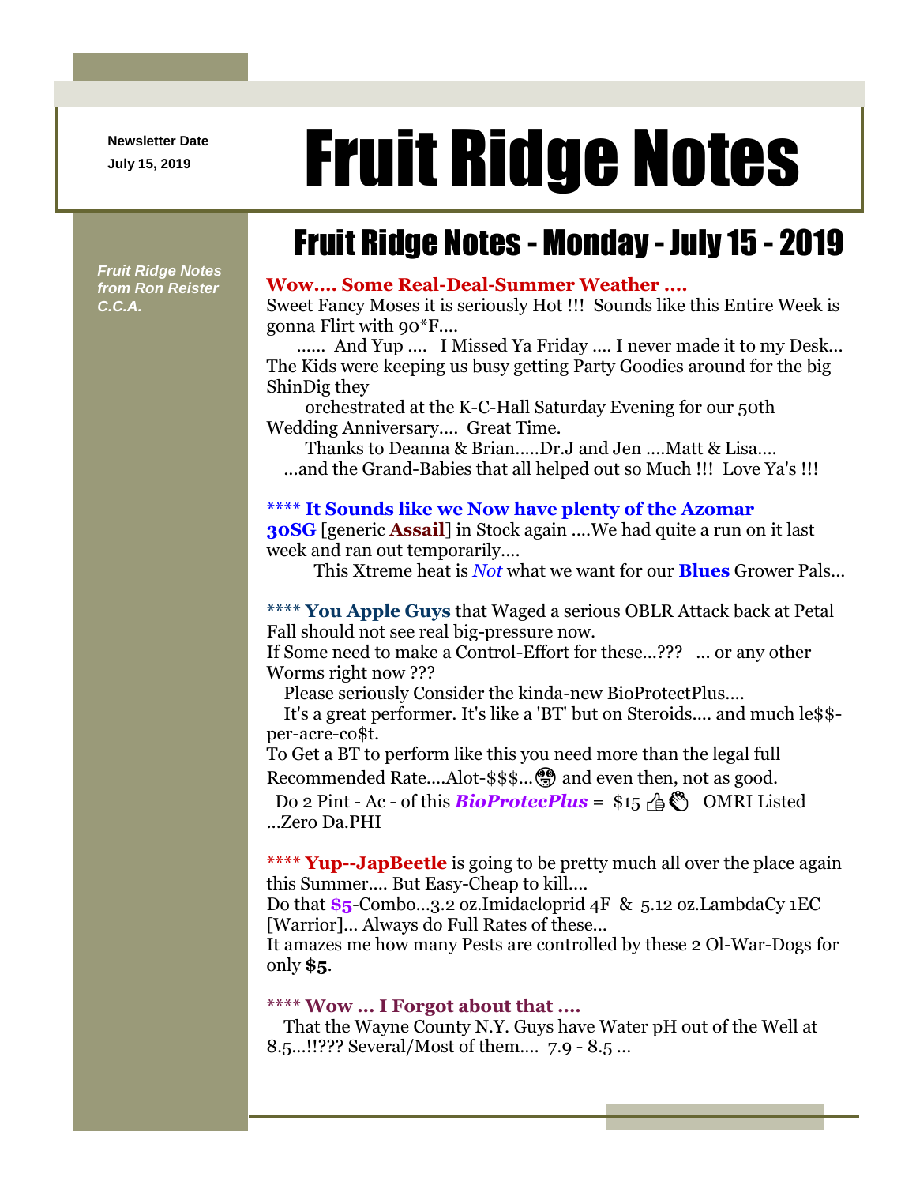Newsletter Date
July 15, 2019

# Fruit Ridge Notes

*Fruit Ridge Notes from Ron Reister C.C.A.*

## Fruit Ridge Notes - Monday - July 15 - 2019

**Wow.... Some Real-Deal-Summer Weather ....**

Sweet Fancy Moses it is seriously Hot !!! Sounds like this Entire Week is gonna Flirt with 90*F....

...... And Yup .... I Missed Ya Friday .... I never made it to my Desk... The Kids were keeping us busy getting Party Goodies around for the big ShinDig they orchestrated at the K-C-Hall Saturday Evening for our 50th Wedding Anniversary.... Great Time.

Thanks to Deanna & Brian.....Dr.J and Jen ....Matt & Lisa.... ...and the Grand-Babies that all helped out so Much !!! Love Ya's !!!

**\*\*\*\* It Sounds like we Now have plenty of the Azomar 30SG** [generic **Assail**] in Stock again ....We had quite a run on it last week and ran out temporarily....

This Xtreme heat is *Not* what we want for our **Blues** Grower Pals...

**\*\*\*\* You Apple Guys** that Waged a serious OBLR Attack back at Petal Fall should not see real big-pressure now.

If Some need to make a Control-Effort for these...??? ... or any other Worms right now ???

Please seriously Consider the kinda-new BioProtectPlus....

It's a great performer. It's like a 'BT' but on Steroids.... and much le$$-per-acre-co$t.

To Get a BT to perform like this you need more than the legal full Recommended Rate....Alot-$$$...😲 and even then, not as good.

Do 2 Pint - Ac - of this ***BioProtecPlus*** = $15 👍👏 OMRI Listed ...Zero Da.PHI

**\*\*\*\* Yup--JapBeetle** is going to be pretty much all over the place again this Summer.... But Easy-Cheap to kill....

Do that **$5**-Combo...3.2 oz.Imidacloprid 4F & 5.12 oz.LambdaCy 1EC [Warrior]... Always do Full Rates of these...

It amazes me how many Pests are controlled by these 2 Ol-War-Dogs for only **$5**.

**\*\*\*\* Wow ... I Forgot about that ....**

That the Wayne County N.Y. Guys have Water pH out of the Well at 8.5...!!??? Several/Most of them.... 7.9 - 8.5 ...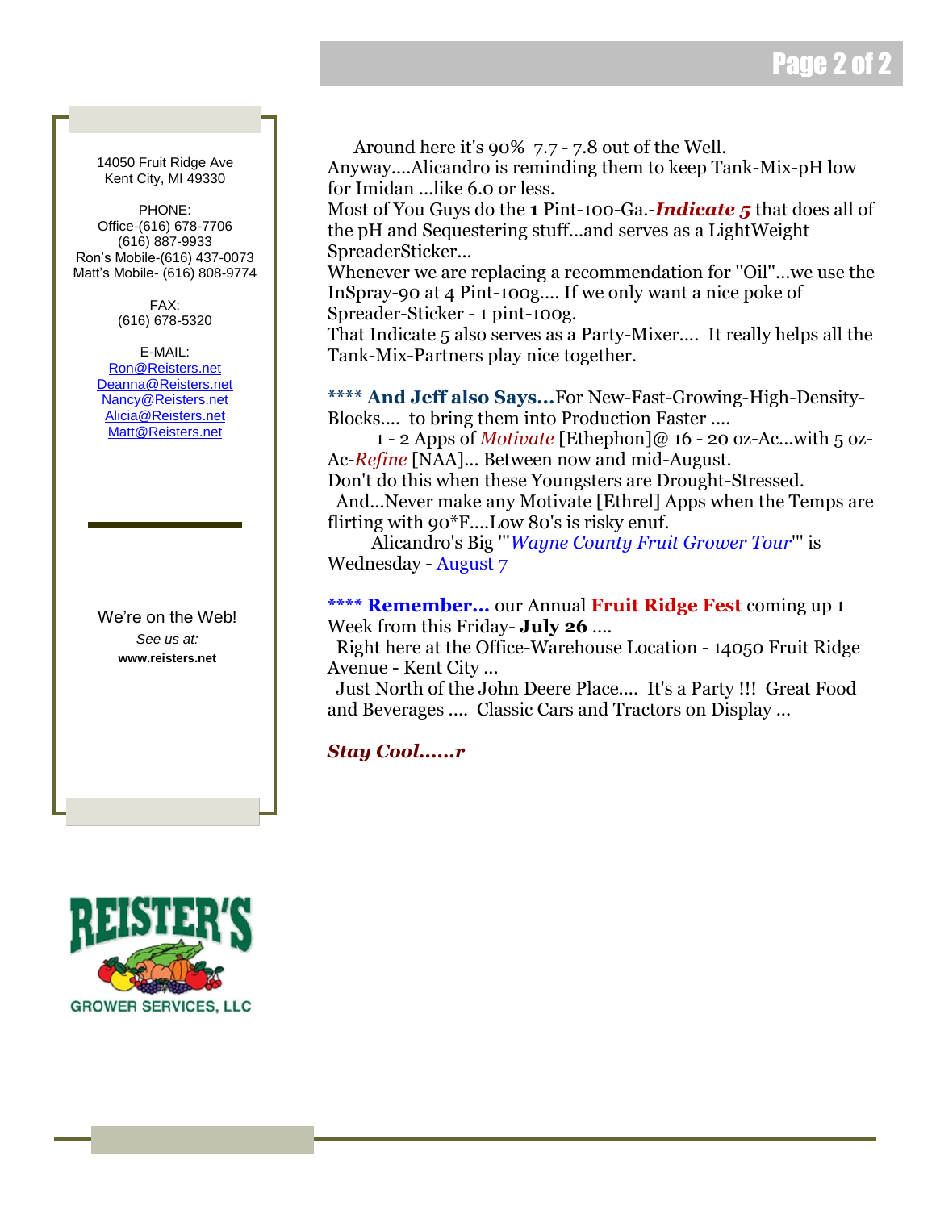14050 Fruit Ridge Ave
Kent City, MI 49330

PHONE:
Office-(616) 678-7706
(616) 887-9933
Ron's Mobile-(616) 437-0073
Matt's Mobile- (616) 808-9774

FAX:
(616) 678-5320

E-MAIL:
Ron@Reisters.net
Deanna@Reisters.net
Nancy@Reisters.net
Alicia@Reisters.net
Matt@Reisters.net

We're on the Web!
*See us at:*
**www.reisters.net**

Around here it's 90% 7.7 - 7.8 out of the Well.
Anyway....Alicandro is reminding them to keep Tank-Mix-pH low for Imidan ...like 6.0 or less.
Most of You Guys do the **1** Pint-100-Ga.-***Indicate 5*** that does all of the pH and Sequestering stuff...and serves as a LightWeight SpreaderSticker...
Whenever we are replacing a recommendation for "Oil"...we use the InSpray-90 at 4 Pint-100g.... If we only want a nice poke of Spreader-Sticker - 1 pint-100g.
That Indicate 5 also serves as a Party-Mixer.... It really helps all the Tank-Mix-Partners play nice together.

**\*\*\*\* And Jeff also Says...**For New-Fast-Growing-High-Density-Blocks.... to bring them into Production Faster ....
1 - 2 Apps of *Motivate* [Ethephon]@ 16 - 20 oz-Ac...with 5 oz-Ac-*Refine* [NAA]... Between now and mid-August.
Don't do this when these Youngsters are Drought-Stressed.
And...Never make any Motivate [Ethrel] Apps when the Temps are flirting with 90*F....Low 80's is risky enuf.
Alicandro's Big '"*Wayne County Fruit Grower Tour*'" is Wednesday - August 7

**\*\*\*\* Remember...** our Annual **Fruit Ridge Fest** coming up 1 Week from this Friday- **July 26** ....
Right here at the Office-Warehouse Location - 14050 Fruit Ridge Avenue - Kent City ...
Just North of the John Deere Place.... It's a Party !!! Great Food and Beverages .... Classic Cars and Tractors on Display ...

***Stay Cool......r***

REISTER'S
GROWER SERVICES, LLC